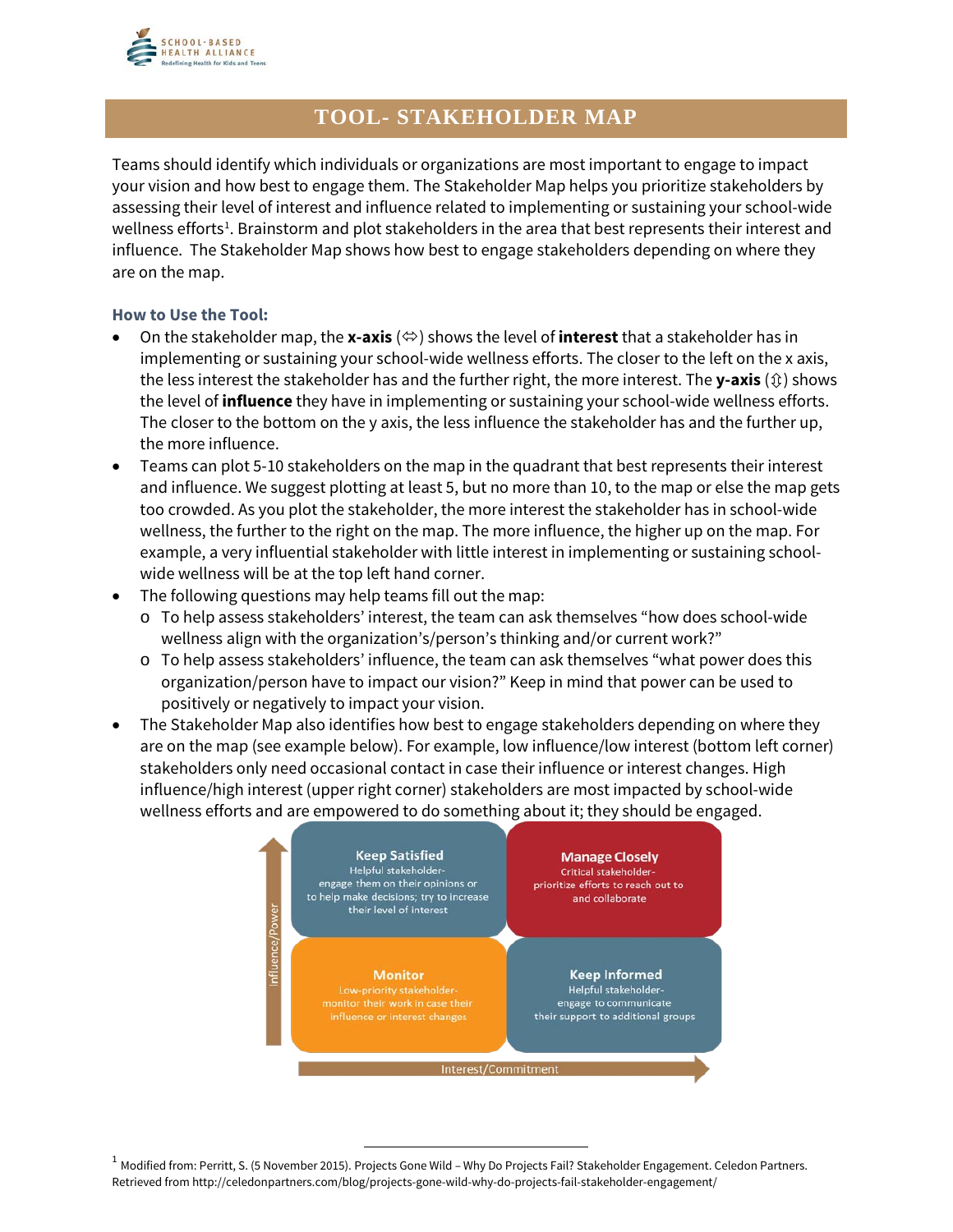# TOOL- STAKEHOLDER MAP

Teams should identify which individuals or organizations are most important to engage to impact your vision and how best to engage them. The Stakeholder Map helps you prioritize stakeholders by assessing their level of interest and influence related to implementing or sustaining your school-wide wellness efforts[1]. Brainstorm and plot stakeholders in the area that best represents their interest and influence. The Stakeholder Map shows how best to engage stakeholders depending on where they are on the map.

### How to Use the Tool:

- On the stakeholder map, the **x-axis** (⇔) shows the level of **interest** that a stakeholder has in implementing or sustaining your school-wide wellness efforts. The closer to the left on the x axis, the less interest the stakeholder has and the further right, the more interest. The **y-axis** (⇕) shows the level of **influence** they have in implementing or sustaining your school-wide wellness efforts. The closer to the bottom on the y axis, the less influence the stakeholder has and the further up, the more influence.
- Teams can plot 5-10 stakeholders on the map in the quadrant that best represents their interest and influence. We suggest plotting at least 5, but no more than 10, to the map or else the map gets too crowded. As you plot the stakeholder, the more interest the stakeholder has in school-wide wellness, the further to the right on the map. The more influence, the higher up on the map. For example, a very influential stakeholder with little interest in implementing or sustaining school-wide wellness will be at the top left hand corner.
- The following questions may help teams fill out the map:
  - To help assess stakeholders' interest, the team can ask themselves "how does school-wide wellness align with the organization's/person's thinking and/or current work?"
  - To help assess stakeholders' influence, the team can ask themselves "what power does this organization/person have to impact our vision?" Keep in mind that power can be used to positively or negatively to impact your vision.
- The Stakeholder Map also identifies how best to engage stakeholders depending on where they are on the map (see example below). For example, low influence/low interest (bottom left corner) stakeholders only need occasional contact in case their influence or interest changes. High influence/high interest (upper right corner) stakeholders are most impacted by school-wide wellness efforts and are empowered to do something about it; they should be engaged.

| Influence/Power ↑ | | |
|---|---|---|
| | **Keep Satisfied**<br>Helpful stakeholder- engage them on their opinions or to help make decisions; try to increase their level of interest | **Manage Closely**<br>Critical stakeholder- prioritize efforts to reach out to and collaborate |
| | **Monitor**<br>Low-priority stakeholder- monitor their work in case their influence or interest changes | **Keep Informed**<br>Helpful stakeholder- engage to communicate their support to additional groups |
| | Interest/Commitment → | |

[1] Modified from: Perritt, S. (5 November 2015). Projects Gone Wild – Why Do Projects Fail? Stakeholder Engagement. Celedon Partners. Retrieved from http://celedonpartners.com/blog/projects-gone-wild-why-do-projects-fail-stakeholder-engagement/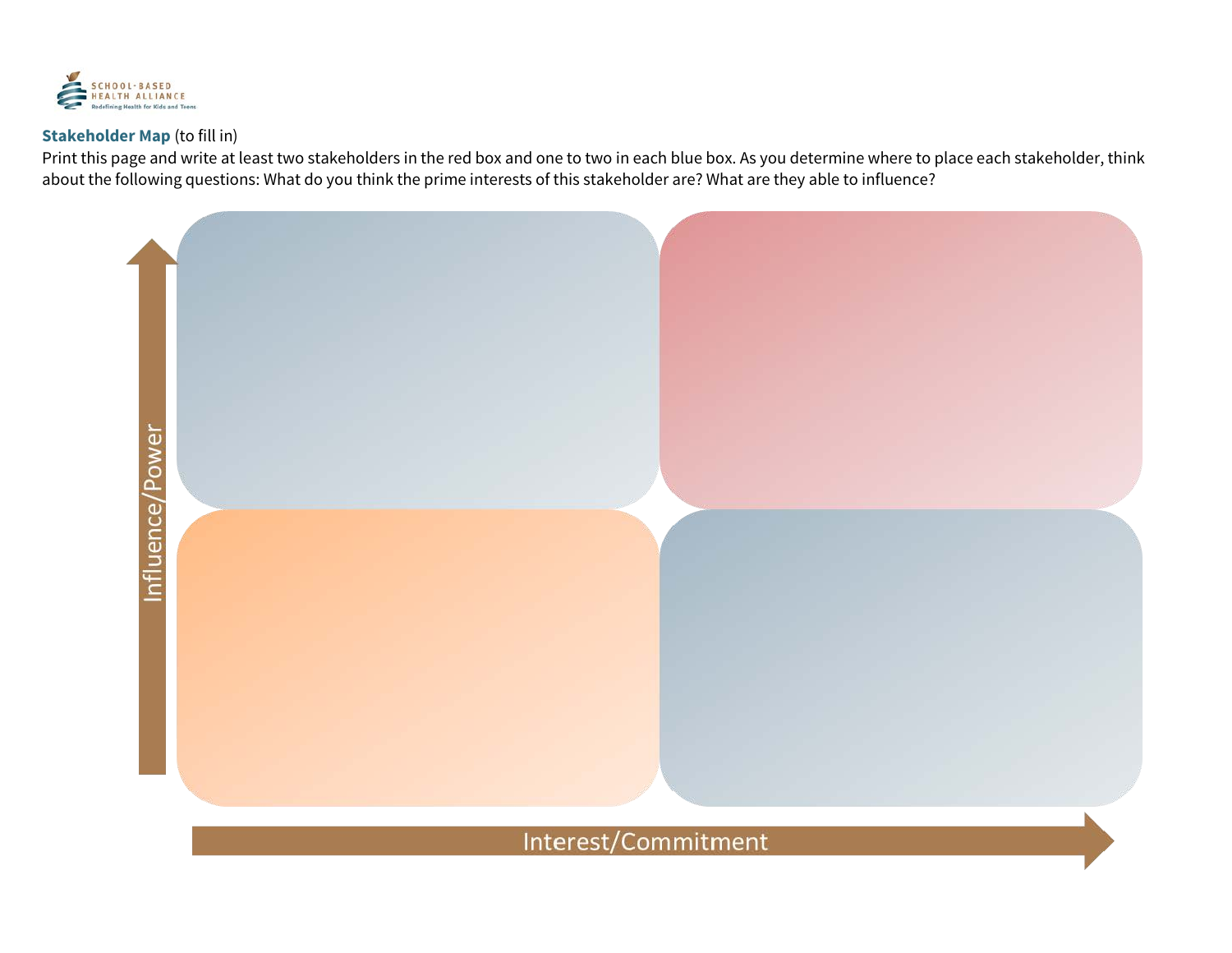**Stakeholder Map** (to fill in)

Print this page and write at least two stakeholders in the red box and one to two in each blue box. As you determine where to place each stakeholder, think about the following questions: What do you think the prime interests of this stakeholder are? What are they able to influence?

Influence/Power

Interest/Commitment